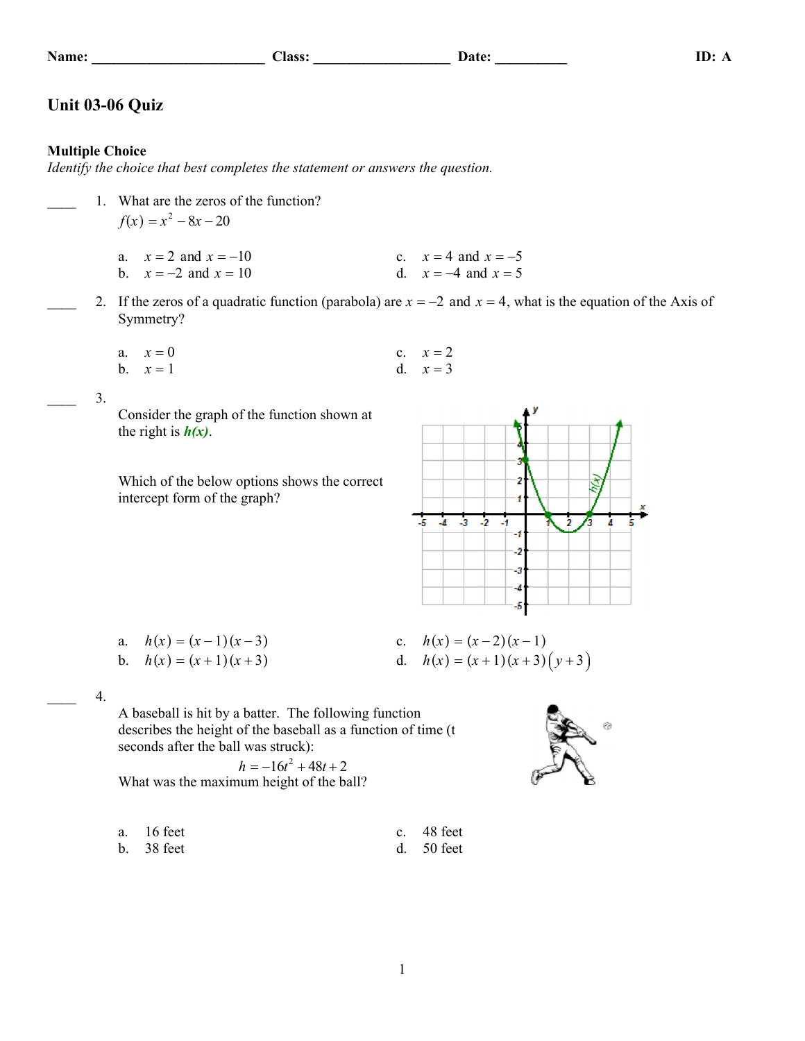Name: ________________________ Class: ___________________ Date: __________ ID: A

# Unit 03-06 Quiz

**Multiple Choice**
*Identify the choice that best completes the statement or answers the question.*

____ 1. What are the zeros of the function?
$f(x) = x^2 - 8x - 20$

a. $x = 2$ and $x = -10$
b. $x = -2$ and $x = 10$
c. $x = 4$ and $x = -5$
d. $x = -4$ and $x = 5$

____ 2. If the zeros of a quadratic function (parabola) are $x = -2$ and $x = 4$, what is the equation of the Axis of Symmetry?

a. $x = 0$
b. $x = 1$
c. $x = 2$
d. $x = 3$

____ 3. Consider the graph of the function shown at the right is ***h(x)***.

Which of the below options shows the correct intercept form of the graph?

a. $h(x) = (x-1)(x-3)$
b. $h(x) = (x+1)(x+3)$
c. $h(x) = (x-2)(x-1)$
d. $h(x) = (x+1)(x+3)(y+3)$

____ 4. A baseball is hit by a batter. The following function describes the height of the baseball as a function of time (t seconds after the ball was struck):

$$h = -16t^2 + 48t + 2$$

What was the maximum height of the ball?

a. 16 feet
b. 38 feet
c. 48 feet
d. 50 feet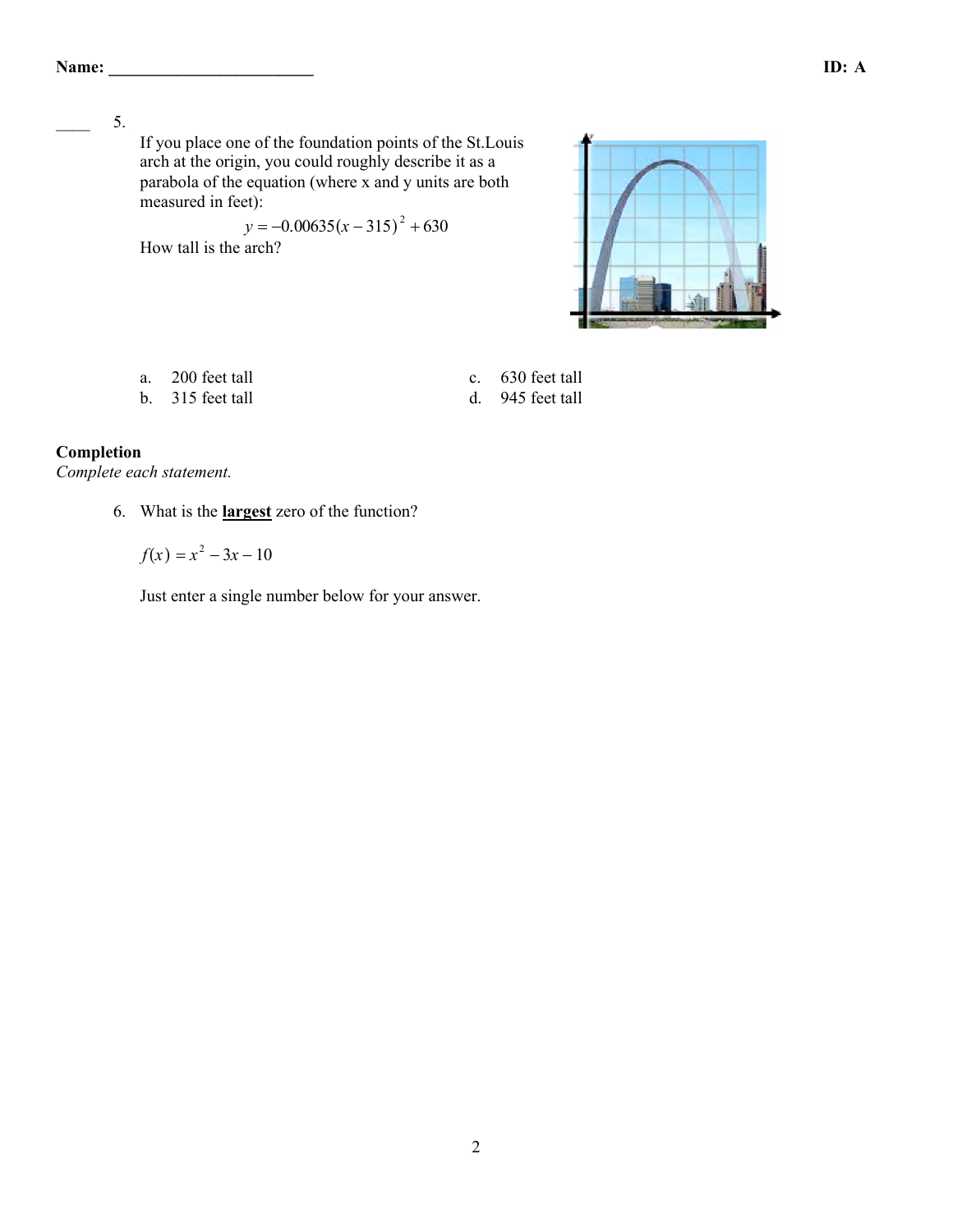Name: ________________________ ID: A

____ 5. If you place one of the foundation points of the St.Louis arch at the origin, you could roughly describe it as a parabola of the equation (where x and y units are both measured in feet):

$$y = -0.00635(x - 315)^2 + 630$$

How tall is the arch?

a. 200 feet tall
b. 315 feet tall
c. 630 feet tall
d. 945 feet tall

**Completion**

*Complete each statement.*

6. What is the **largest** zero of the function?

$$f(x) = x^2 - 3x - 10$$

Just enter a single number below for your answer.